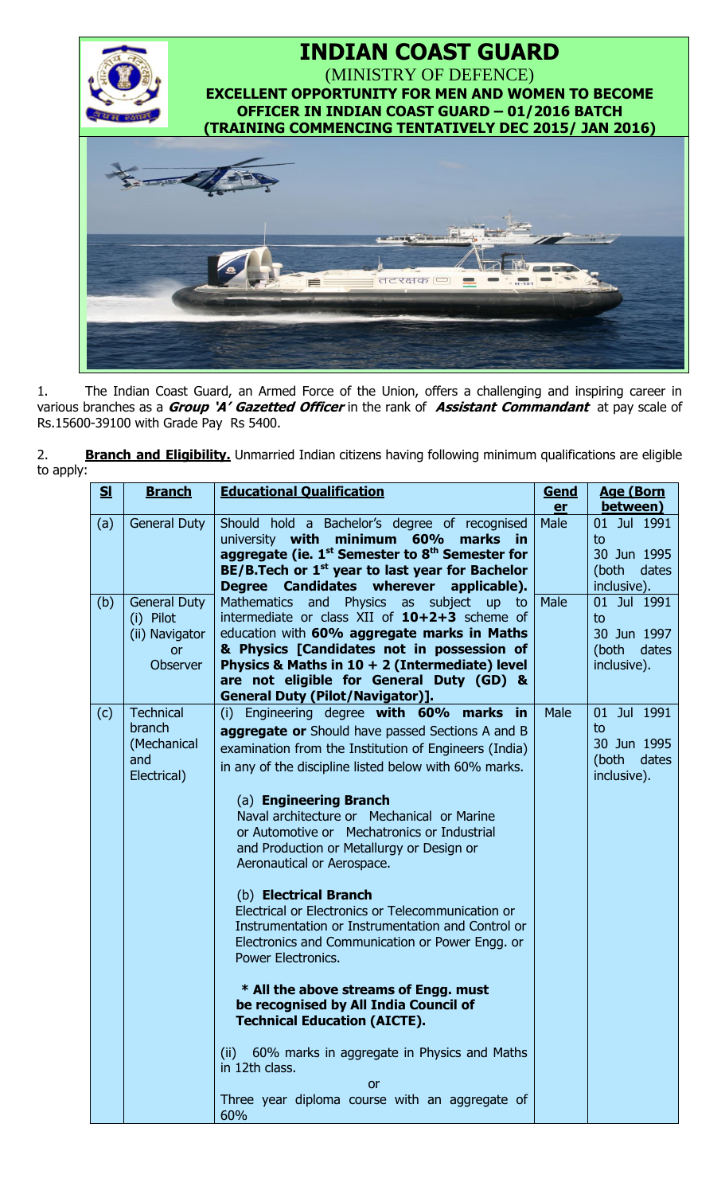# INDIAN COAST GUARD

(MINISTRY OF DEFENCE)

**EXCELLENT OPPORTUNITY FOR MEN AND WOMEN TO BECOME OFFICER IN INDIAN COAST GUARD – 01/2016 BATCH (TRAINING COMMENCING TENTATIVELY DEC 2015/ JAN 2016)**

1. The Indian Coast Guard, an Armed Force of the Union, offers a challenging and inspiring career in various branches as a ***Group 'A' Gazetted Officer*** in the rank of ***Assistant Commandant*** at pay scale of Rs.15600-39100 with Grade Pay Rs 5400.

2. **Branch and Eligibility.** Unmarried Indian citizens having following minimum qualifications are eligible to apply:

| Sl | Branch | Educational Qualification | Gender | Age (Born between) |
|---|---|---|---|---|
| (a) | General Duty | Should hold a Bachelor's degree of recognised university **with minimum 60% marks in aggregate (ie. 1st Semester to 8th Semester for BE/B.Tech or 1st year to last year for Bachelor Degree Candidates wherever applicable).** | Male | 01 Jul 1991 to 30 Jun 1995 (both dates inclusive). |
| (b) | General Duty (i) Pilot (ii) Navigator or Observer | Mathematics and Physics as subject up to intermediate or class XII of **10+2+3** scheme of education with **60% aggregate marks in Maths & Physics [Candidates not in possession of Physics & Maths in 10 + 2 (Intermediate) level are not eligible for General Duty (GD) & General Duty (Pilot/Navigator)].** | Male | 01 Jul 1991 to 30 Jun 1997 (both dates inclusive). |
| (c) | Technical branch (Mechanical and Electrical) | (i) Engineering degree **with 60% marks in aggregate or** Should have passed Sections A and B examination from the Institution of Engineers (India) in any of the discipline listed below with 60% marks.<br><br>(a) **Engineering Branch**<br>Naval architecture or Mechanical or Marine or Automotive or Mechatronics or Industrial and Production or Metallurgy or Design or Aeronautical or Aerospace.<br><br>(b) **Electrical Branch**<br>Electrical or Electronics or Telecommunication or Instrumentation or Instrumentation and Control or Electronics and Communication or Power Engg. or Power Electronics.<br><br>**\* All the above streams of Engg. must be recognised by All India Council of Technical Education (AICTE).**<br><br>(ii) 60% marks in aggregate in Physics and Maths in 12th class.<br>or<br>Three year diploma course with an aggregate of 60% | Male | 01 Jul 1991 to 30 Jun 1995 (both dates inclusive). |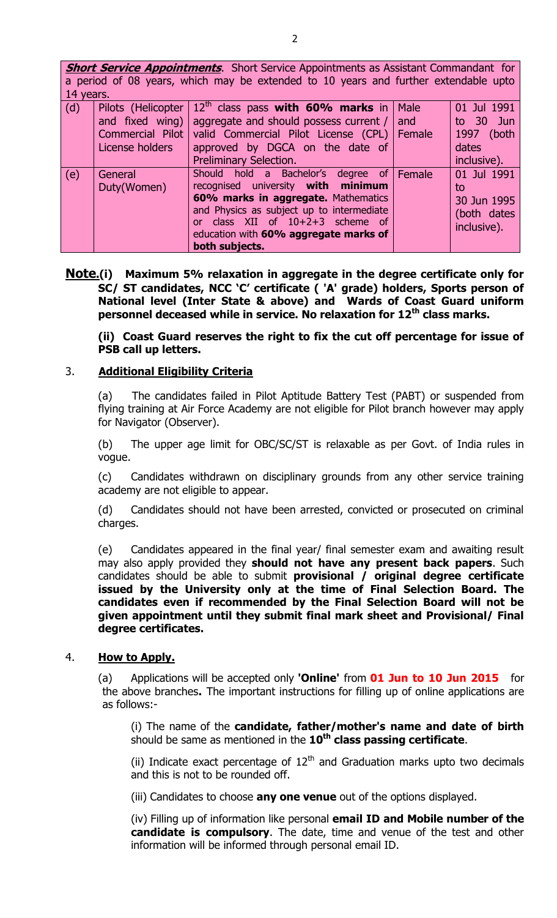| **Short Service Appointments**. Short Service Appointments as Assistant Commandant for a period of 08 years, which may be extended to 10 years and further extendable upto 14 years. | | | | |
|---|---|---|---|---|
| (d) | Pilots (Helicopter and fixed wing) Commercial Pilot License holders | 12th class pass **with 60% marks** in aggregate and should possess current / valid Commercial Pilot License (CPL) approved by DGCA on the date of Preliminary Selection. | Male and Female | 01 Jul 1991 to 30 Jun 1997 (both dates inclusive). |
| (e) | General Duty(Women) | Should hold a Bachelor's degree of recognised university **with minimum 60% marks in aggregate.** Mathematics and Physics as subject up to intermediate or class XII of 10+2+3 scheme of education with **60% aggregate marks of both subjects.** | Female | 01 Jul 1991 to 30 Jun 1995 (both dates inclusive). |

**Note.(i) Maximum 5% relaxation in aggregate in the degree certificate only for SC/ ST candidates, NCC 'C' certificate ( 'A' grade) holders, Sports person of National level (Inter State & above) and Wards of Coast Guard uniform personnel deceased while in service. No relaxation for 12th class marks.**

**(ii) Coast Guard reserves the right to fix the cut off percentage for issue of PSB call up letters.**

3. **Additional Eligibility Criteria**

(a) The candidates failed in Pilot Aptitude Battery Test (PABT) or suspended from flying training at Air Force Academy are not eligible for Pilot branch however may apply for Navigator (Observer).

(b) The upper age limit for OBC/SC/ST is relaxable as per Govt. of India rules in vogue.

(c) Candidates withdrawn on disciplinary grounds from any other service training academy are not eligible to appear.

(d) Candidates should not have been arrested, convicted or prosecuted on criminal charges.

(e) Candidates appeared in the final year/ final semester exam and awaiting result may also apply provided they **should not have any present back papers**. Such candidates should be able to submit **provisional / original degree certificate issued by the University only at the time of Final Selection Board. The candidates even if recommended by the Final Selection Board will not be given appointment until they submit final mark sheet and Provisional/ Final degree certificates.**

4. **How to Apply.**

(a) Applications will be accepted only **'Online'** from **01 Jun to 10 Jun 2015** for the above branches**.** The important instructions for filling up of online applications are as follows:-

(i) The name of the **candidate, father/mother's name and date of birth** should be same as mentioned in the **10th class passing certificate**.

(ii) Indicate exact percentage of 12th and Graduation marks upto two decimals and this is not to be rounded off.

(iii) Candidates to choose **any one venue** out of the options displayed.

(iv) Filling up of information like personal **email ID and Mobile number of the candidate is compulsory**. The date, time and venue of the test and other information will be informed through personal email ID.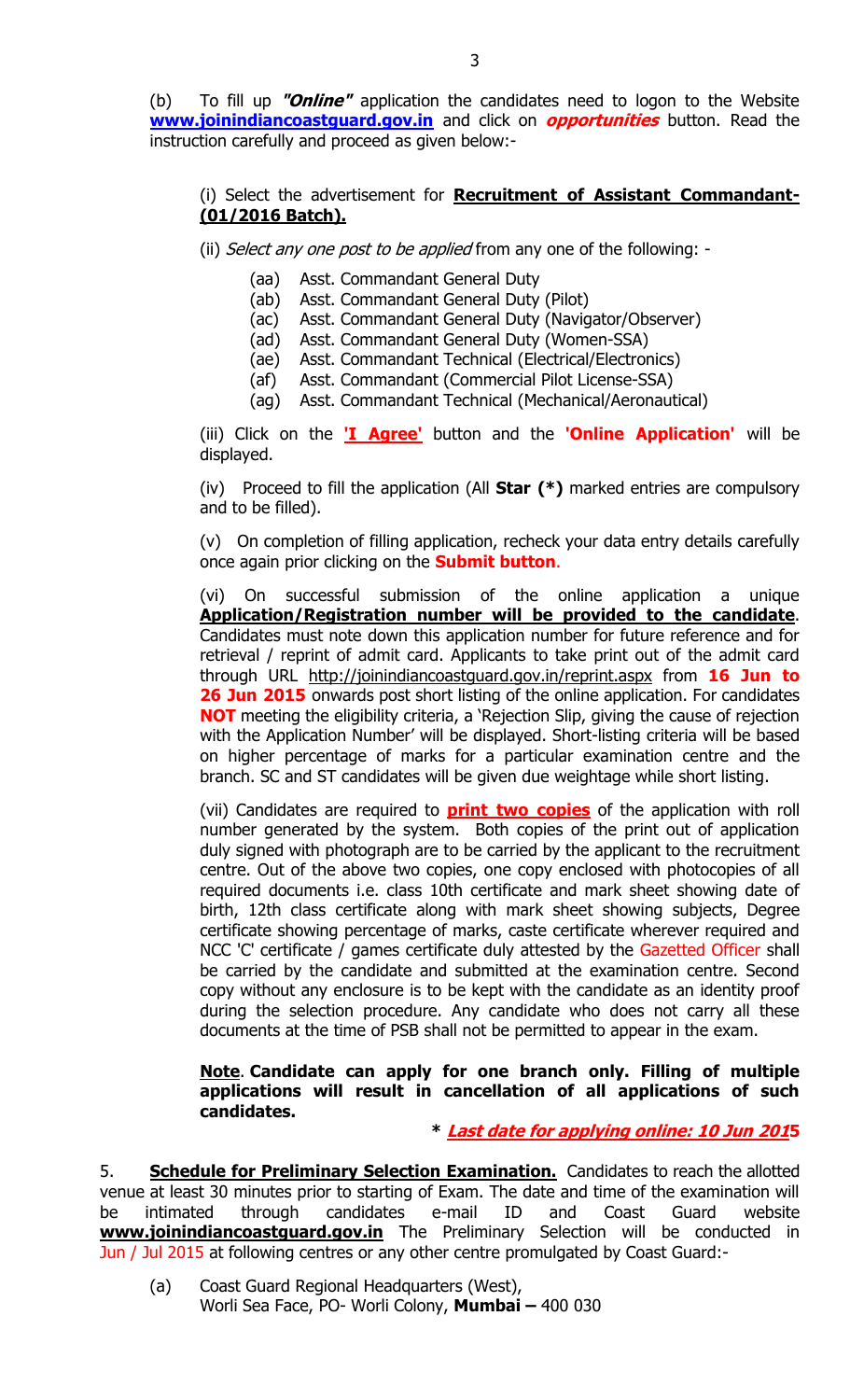(b) To fill up ***"Online"*** application the candidates need to logon to the Website **www.joinindiancoastguard.gov.in** and click on ***opportunities*** button. Read the instruction carefully and proceed as given below:-

(i) Select the advertisement for **Recruitment of Assistant Commandant-(01/2016 Batch).**

(ii) *Select any one post to be applied* from any one of the following: -

- (aa) Asst. Commandant General Duty
- (ab) Asst. Commandant General Duty (Pilot)
- (ac) Asst. Commandant General Duty (Navigator/Observer)
- (ad) Asst. Commandant General Duty (Women-SSA)
- (ae) Asst. Commandant Technical (Electrical/Electronics)
- (af) Asst. Commandant (Commercial Pilot License-SSA)
- (ag) Asst. Commandant Technical (Mechanical/Aeronautical)

(iii) Click on the **'I Agree'** button and the **'Online Application'** will be displayed.

(iv) Proceed to fill the application (All **Star (*)** marked entries are compulsory and to be filled).

(v) On completion of filling application, recheck your data entry details carefully once again prior clicking on the **Submit button**.

(vi) On successful submission of the online application a unique **Application/Registration number will be provided to the candidate**. Candidates must note down this application number for future reference and for retrieval / reprint of admit card. Applicants to take print out of the admit card through URL http://joinindiancoastguard.gov.in/reprint.aspx from **16 Jun to 26 Jun 2015** onwards post short listing of the online application. For candidates **NOT** meeting the eligibility criteria, a 'Rejection Slip, giving the cause of rejection with the Application Number' will be displayed. Short-listing criteria will be based on higher percentage of marks for a particular examination centre and the branch. SC and ST candidates will be given due weightage while short listing.

(vii) Candidates are required to **print two copies** of the application with roll number generated by the system. Both copies of the print out of application duly signed with photograph are to be carried by the applicant to the recruitment centre. Out of the above two copies, one copy enclosed with photocopies of all required documents i.e. class 10th certificate and mark sheet showing date of birth, 12th class certificate along with mark sheet showing subjects, Degree certificate showing percentage of marks, caste certificate wherever required and NCC 'C' certificate / games certificate duly attested by the Gazetted Officer shall be carried by the candidate and submitted at the examination centre. Second copy without any enclosure is to be kept with the candidate as an identity proof during the selection procedure. Any candidate who does not carry all these documents at the time of PSB shall not be permitted to appear in the exam.

**Note**. **Candidate can apply for one branch only. Filling of multiple applications will result in cancellation of all applications of such candidates.**

**\* *Last date for applying online: 10 Jun 2015***

5. **Schedule for Preliminary Selection Examination.** Candidates to reach the allotted venue at least 30 minutes prior to starting of Exam. The date and time of the examination will be intimated through candidates e-mail ID and Coast Guard website **www.joinindiancoastguard.gov.in** The Preliminary Selection will be conducted in Jun / Jul 2015 at following centres or any other centre promulgated by Coast Guard:-

(a) Coast Guard Regional Headquarters (West), Worli Sea Face, PO- Worli Colony, **Mumbai –** 400 030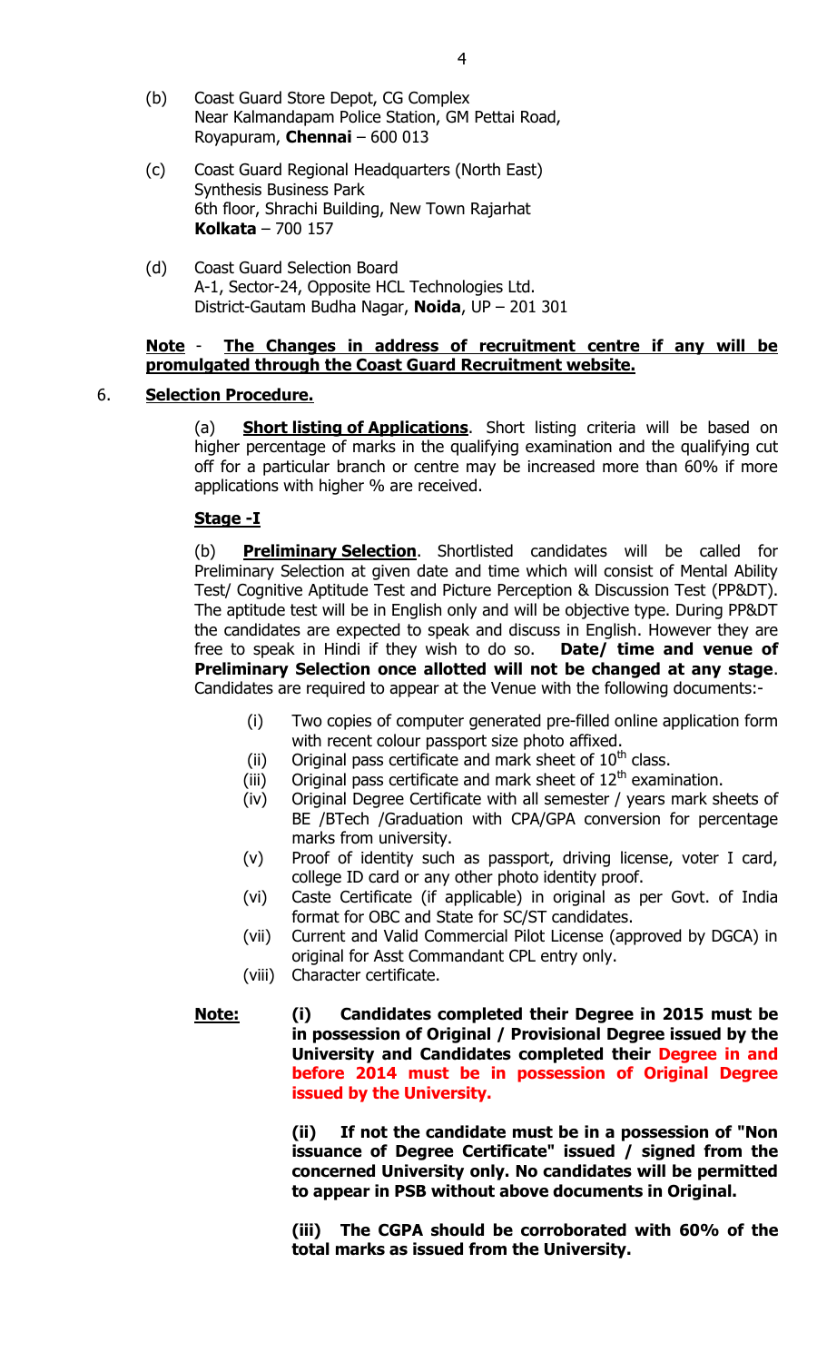(b) Coast Guard Store Depot, CG Complex
Near Kalmandapam Police Station, GM Pettai Road,
Royapuram, **Chennai** – 600 013

(c) Coast Guard Regional Headquarters (North East)
Synthesis Business Park
6th floor, Shrachi Building, New Town Rajarhat
**Kolkata** – 700 157

(d) Coast Guard Selection Board
A-1, Sector-24, Opposite HCL Technologies Ltd.
District-Gautam Budha Nagar, **Noida**, UP – 201 301

**Note** - **The Changes in address of recruitment centre if any will be promulgated through the Coast Guard Recruitment website.**

6. **Selection Procedure.**

(a) **Short listing of Applications**. Short listing criteria will be based on higher percentage of marks in the qualifying examination and the qualifying cut off for a particular branch or centre may be increased more than 60% if more applications with higher % are received.

**Stage -I**

(b) **Preliminary Selection**. Shortlisted candidates will be called for Preliminary Selection at given date and time which will consist of Mental Ability Test/ Cognitive Aptitude Test and Picture Perception & Discussion Test (PP&DT). The aptitude test will be in English only and will be objective type. During PP&DT the candidates are expected to speak and discuss in English. However they are free to speak in Hindi if they wish to do so. **Date/ time and venue of Preliminary Selection once allotted will not be changed at any stage**. Candidates are required to appear at the Venue with the following documents:-

(i) Two copies of computer generated pre-filled online application form with recent colour passport size photo affixed.
(ii) Original pass certificate and mark sheet of 10th class.
(iii) Original pass certificate and mark sheet of 12th examination.
(iv) Original Degree Certificate with all semester / years mark sheets of BE /BTech /Graduation with CPA/GPA conversion for percentage marks from university.
(v) Proof of identity such as passport, driving license, voter I card, college ID card or any other photo identity proof.
(vi) Caste Certificate (if applicable) in original as per Govt. of India format for OBC and State for SC/ST candidates.
(vii) Current and Valid Commercial Pilot License (approved by DGCA) in original for Asst Commandant CPL entry only.
(viii) Character certificate.

**Note:** **(i) Candidates completed their Degree in 2015 must be in possession of Original / Provisional Degree issued by the University and Candidates completed their Degree in and before 2014 must be in possession of Original Degree issued by the University.**

**(ii) If not the candidate must be in a possession of "Non issuance of Degree Certificate" issued / signed from the concerned University only. No candidates will be permitted to appear in PSB without above documents in Original.**

**(iii) The CGPA should be corroborated with 60% of the total marks as issued from the University.**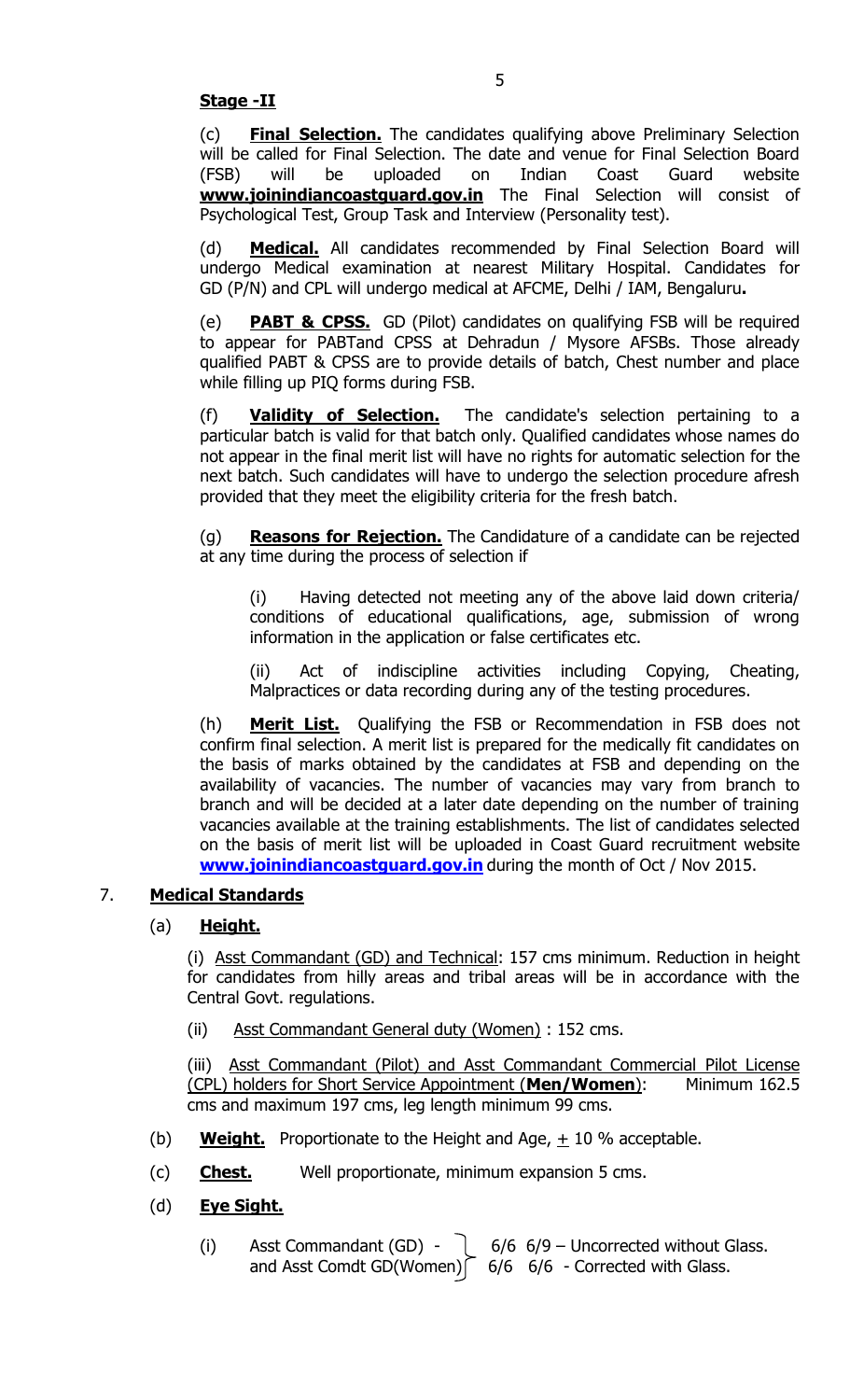**Stage -II**

(c) **Final Selection.** The candidates qualifying above Preliminary Selection will be called for Final Selection. The date and venue for Final Selection Board (FSB) will be uploaded on Indian Coast Guard website **www.joinindiancoastguard.gov.in** The Final Selection will consist of Psychological Test, Group Task and Interview (Personality test).

(d) **Medical.** All candidates recommended by Final Selection Board will undergo Medical examination at nearest Military Hospital. Candidates for GD (P/N) and CPL will undergo medical at AFCME, Delhi / IAM, Bengaluru**.**

(e) **PABT & CPSS.** GD (Pilot) candidates on qualifying FSB will be required to appear for PABTand CPSS at Dehradun / Mysore AFSBs. Those already qualified PABT & CPSS are to provide details of batch, Chest number and place while filling up PIQ forms during FSB.

(f) **Validity of Selection.** The candidate's selection pertaining to a particular batch is valid for that batch only. Qualified candidates whose names do not appear in the final merit list will have no rights for automatic selection for the next batch. Such candidates will have to undergo the selection procedure afresh provided that they meet the eligibility criteria for the fresh batch.

(g) **Reasons for Rejection.** The Candidature of a candidate can be rejected at any time during the process of selection if

(i) Having detected not meeting any of the above laid down criteria/ conditions of educational qualifications, age, submission of wrong information in the application or false certificates etc.

(ii) Act of indiscipline activities including Copying, Cheating, Malpractices or data recording during any of the testing procedures.

(h) **Merit List.** Qualifying the FSB or Recommendation in FSB does not confirm final selection. A merit list is prepared for the medically fit candidates on the basis of marks obtained by the candidates at FSB and depending on the availability of vacancies. The number of vacancies may vary from branch to branch and will be decided at a later date depending on the number of training vacancies available at the training establishments. The list of candidates selected on the basis of merit list will be uploaded in Coast Guard recruitment website **www.joinindiancoastguard.gov.in** during the month of Oct / Nov 2015.

7. **Medical Standards**

(a) **Height.**

(i) Asst Commandant (GD) and Technical: 157 cms minimum. Reduction in height for candidates from hilly areas and tribal areas will be in accordance with the Central Govt. regulations.

(ii) Asst Commandant General duty (Women) : 152 cms.

(iii) Asst Commandant (Pilot) and Asst Commandant Commercial Pilot License (CPL) holders for Short Service Appointment (**Men/Women**): Minimum 162.5 cms and maximum 197 cms, leg length minimum 99 cms.

(b) **Weight.** Proportionate to the Height and Age, ± 10 % acceptable.

(c) **Chest.** Well proportionate, minimum expansion 5 cms.

(d) **Eye Sight.**

(i) Asst Commandant (GD) - and Asst Comdt GD(Women) } 6/6 6/9 – Uncorrected without Glass. 6/6 6/6 - Corrected with Glass.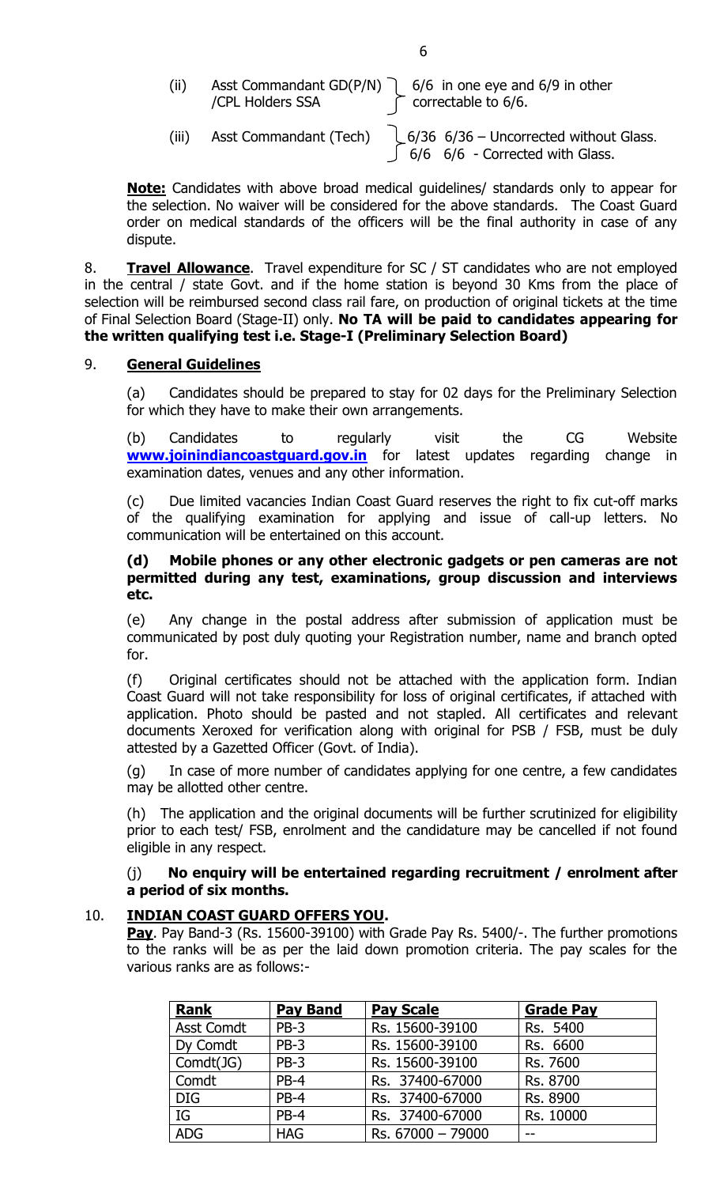(ii) Asst Commandant GD(P/N) /CPL Holders SSA — 6/6 in one eye and 6/9 in other correctable to 6/6.

(iii) Asst Commandant (Tech) — 6/36 6/36 – Uncorrected without Glass. 6/6 6/6 - Corrected with Glass.

**Note:** Candidates with above broad medical guidelines/ standards only to appear for the selection. No waiver will be considered for the above standards. The Coast Guard order on medical standards of the officers will be the final authority in case of any dispute.

8. **Travel Allowance**. Travel expenditure for SC / ST candidates who are not employed in the central / state Govt. and if the home station is beyond 30 Kms from the place of selection will be reimbursed second class rail fare, on production of original tickets at the time of Final Selection Board (Stage-II) only. **No TA will be paid to candidates appearing for the written qualifying test i.e. Stage-I (Preliminary Selection Board)**

9. **General Guidelines**

(a) Candidates should be prepared to stay for 02 days for the Preliminary Selection for which they have to make their own arrangements.

(b) Candidates to regularly visit the CG Website **www.joinindiancoastguard.gov.in** for latest updates regarding change in examination dates, venues and any other information.

(c) Due limited vacancies Indian Coast Guard reserves the right to fix cut-off marks of the qualifying examination for applying and issue of call-up letters. No communication will be entertained on this account.

**(d) Mobile phones or any other electronic gadgets or pen cameras are not permitted during any test, examinations, group discussion and interviews etc.**

(e) Any change in the postal address after submission of application must be communicated by post duly quoting your Registration number, name and branch opted for.

(f) Original certificates should not be attached with the application form. Indian Coast Guard will not take responsibility for loss of original certificates, if attached with application. Photo should be pasted and not stapled. All certificates and relevant documents Xeroxed for verification along with original for PSB / FSB, must be duly attested by a Gazetted Officer (Govt. of India).

(g) In case of more number of candidates applying for one centre, a few candidates may be allotted other centre.

(h) The application and the original documents will be further scrutinized for eligibility prior to each test/ FSB, enrolment and the candidature may be cancelled if not found eligible in any respect.

(j) **No enquiry will be entertained regarding recruitment / enrolment after a period of six months.**

10. **INDIAN COAST GUARD OFFERS YOU.**

**Pay**. Pay Band-3 (Rs. 15600-39100) with Grade Pay Rs. 5400/-. The further promotions to the ranks will be as per the laid down promotion criteria. The pay scales for the various ranks are as follows:-

| **Rank** | **Pay Band** | **Pay Scale** | **Grade Pay** |
|---|---|---|---|
| Asst Comdt | PB-3 | Rs. 15600-39100 | Rs. 5400 |
| Dy Comdt | PB-3 | Rs. 15600-39100 | Rs. 6600 |
| Comdt(JG) | PB-3 | Rs. 15600-39100 | Rs. 7600 |
| Comdt | PB-4 | Rs. 37400-67000 | Rs. 8700 |
| DIG | PB-4 | Rs. 37400-67000 | Rs. 8900 |
| IG | PB-4 | Rs. 37400-67000 | Rs. 10000 |
| ADG | HAG | Rs. 67000 – 79000 | -- |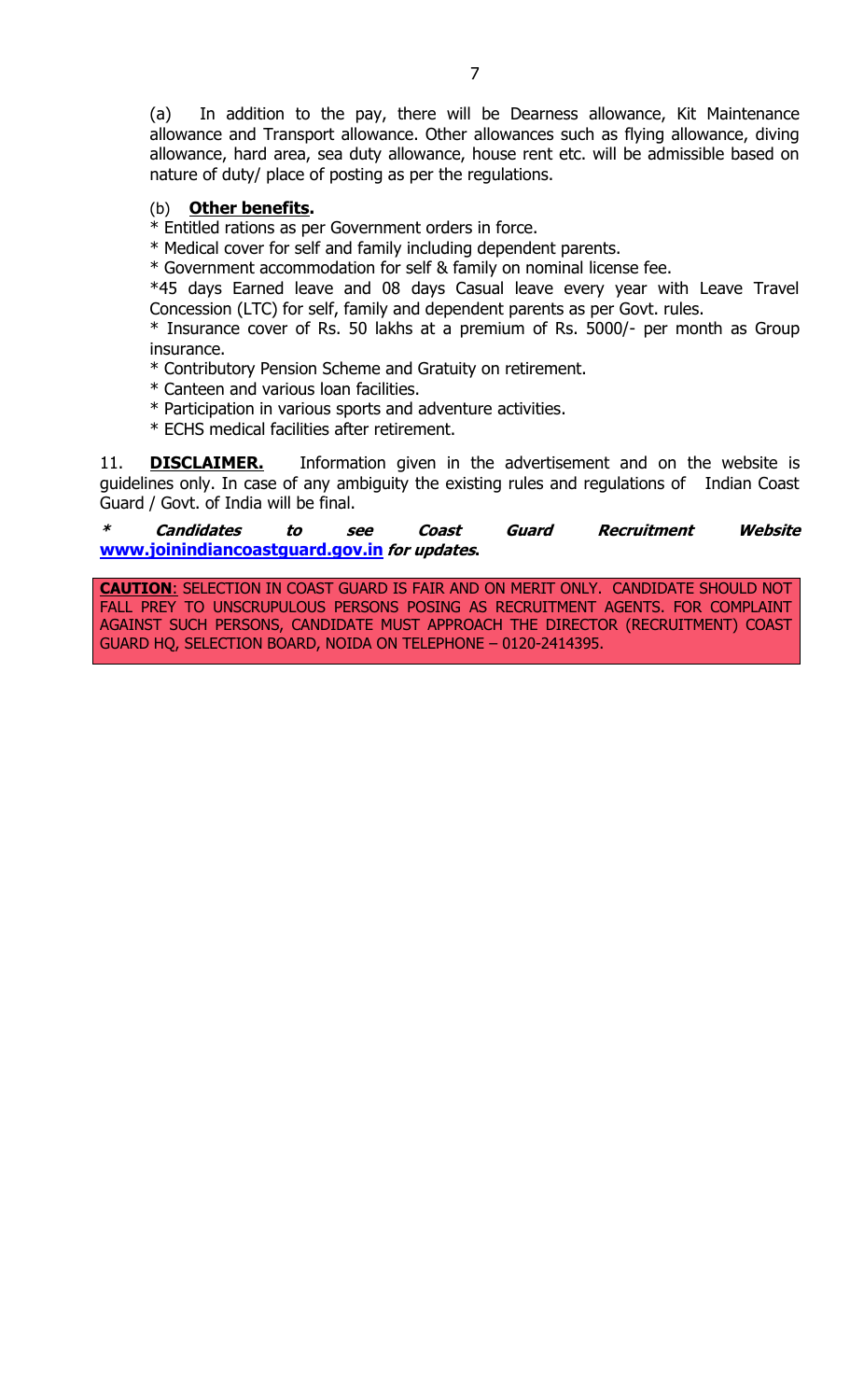(a) In addition to the pay, there will be Dearness allowance, Kit Maintenance allowance and Transport allowance. Other allowances such as flying allowance, diving allowance, hard area, sea duty allowance, house rent etc. will be admissible based on nature of duty/ place of posting as per the regulations.

(b) **Other benefits.**

* Entitled rations as per Government orders in force.
* Medical cover for self and family including dependent parents.
* Government accommodation for self & family on nominal license fee.
*45 days Earned leave and 08 days Casual leave every year with Leave Travel Concession (LTC) for self, family and dependent parents as per Govt. rules.
* Insurance cover of Rs. 50 lakhs at a premium of Rs. 5000/- per month as Group insurance.
* Contributory Pension Scheme and Gratuity on retirement.
* Canteen and various loan facilities.
* Participation in various sports and adventure activities.
* ECHS medical facilities after retirement.

11. **DISCLAIMER.** Information given in the advertisement and on the website is guidelines only. In case of any ambiguity the existing rules and regulations of Indian Coast Guard / Govt. of India will be final.

***\* Candidates to see Coast Guard Recruitment Website [www.joinindiancoastguard.gov.in](http://www.joinindiancoastguard.gov.in) for updates.***

**CAUTION**: SELECTION IN COAST GUARD IS FAIR AND ON MERIT ONLY. CANDIDATE SHOULD NOT FALL PREY TO UNSCRUPULOUS PERSONS POSING AS RECRUITMENT AGENTS. FOR COMPLAINT AGAINST SUCH PERSONS, CANDIDATE MUST APPROACH THE DIRECTOR (RECRUITMENT) COAST GUARD HQ, SELECTION BOARD, NOIDA ON TELEPHONE – 0120-2414395.